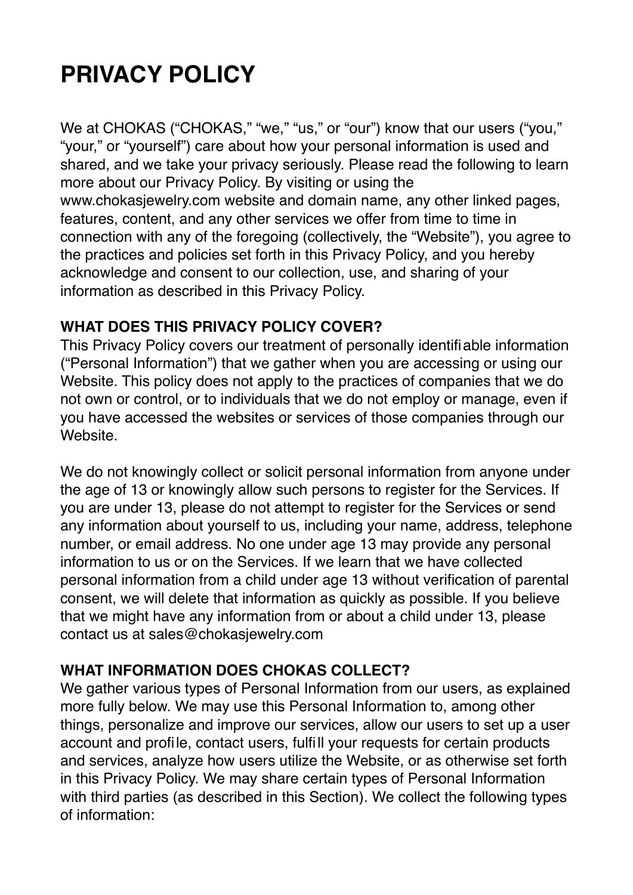# PRIVACY POLICY

We at CHOKAS ("CHOKAS," "we," "us," or "our") know that our users ("you," "your," or "yourself") care about how your personal information is used and shared, and we take your privacy seriously. Please read the following to learn more about our Privacy Policy. By visiting or using the www.chokasjewelry.com website and domain name, any other linked pages, features, content, and any other services we offer from time to time in connection with any of the foregoing (collectively, the "Website"), you agree to the practices and policies set forth in this Privacy Policy, and you hereby acknowledge and consent to our collection, use, and sharing of your information as described in this Privacy Policy.

**WHAT DOES THIS PRIVACY POLICY COVER?**

This Privacy Policy covers our treatment of personally identifiable information ("Personal Information") that we gather when you are accessing or using our Website. This policy does not apply to the practices of companies that we do not own or control, or to individuals that we do not employ or manage, even if you have accessed the websites or services of those companies through our Website.

We do not knowingly collect or solicit personal information from anyone under the age of 13 or knowingly allow such persons to register for the Services. If you are under 13, please do not attempt to register for the Services or send any information about yourself to us, including your name, address, telephone number, or email address. No one under age 13 may provide any personal information to us or on the Services. If we learn that we have collected personal information from a child under age 13 without verification of parental consent, we will delete that information as quickly as possible. If you believe that we might have any information from or about a child under 13, please contact us at sales@chokasjewelry.com

**WHAT INFORMATION DOES CHOKAS COLLECT?**

We gather various types of Personal Information from our users, as explained more fully below. We may use this Personal Information to, among other things, personalize and improve our services, allow our users to set up a user account and profile, contact users, fulfill your requests for certain products and services, analyze how users utilize the Website, or as otherwise set forth in this Privacy Policy. We may share certain types of Personal Information with third parties (as described in this Section). We collect the following types of information: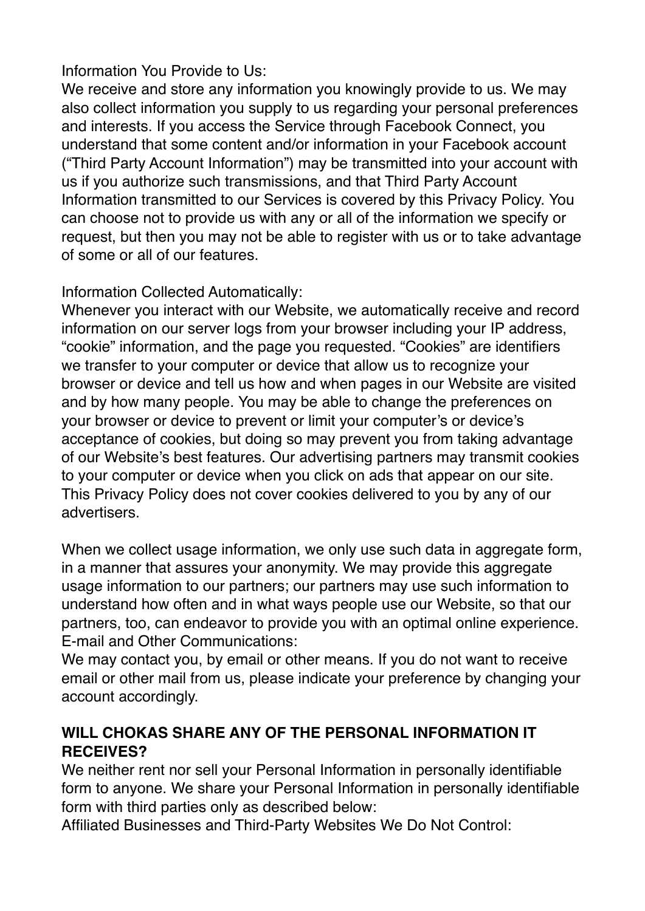Information You Provide to Us:
We receive and store any information you knowingly provide to us. We may also collect information you supply to us regarding your personal preferences and interests. If you access the Service through Facebook Connect, you understand that some content and/or information in your Facebook account ("Third Party Account Information") may be transmitted into your account with us if you authorize such transmissions, and that Third Party Account Information transmitted to our Services is covered by this Privacy Policy. You can choose not to provide us with any or all of the information we specify or request, but then you may not be able to register with us or to take advantage of some or all of our features.

Information Collected Automatically:
Whenever you interact with our Website, we automatically receive and record information on our server logs from your browser including your IP address, "cookie" information, and the page you requested. "Cookies" are identifiers we transfer to your computer or device that allow us to recognize your browser or device and tell us how and when pages in our Website are visited and by how many people. You may be able to change the preferences on your browser or device to prevent or limit your computer's or device's acceptance of cookies, but doing so may prevent you from taking advantage of our Website's best features. Our advertising partners may transmit cookies to your computer or device when you click on ads that appear on our site. This Privacy Policy does not cover cookies delivered to you by any of our advertisers.

When we collect usage information, we only use such data in aggregate form, in a manner that assures your anonymity. We may provide this aggregate usage information to our partners; our partners may use such information to understand how often and in what ways people use our Website, so that our partners, too, can endeavor to provide you with an optimal online experience.
E-mail and Other Communications:
We may contact you, by email or other means. If you do not want to receive email or other mail from us, please indicate your preference by changing your account accordingly.

**WILL CHOKAS SHARE ANY OF THE PERSONAL INFORMATION IT RECEIVES?**
We neither rent nor sell your Personal Information in personally identifiable form to anyone. We share your Personal Information in personally identifiable form with third parties only as described below:
Affiliated Businesses and Third-Party Websites We Do Not Control: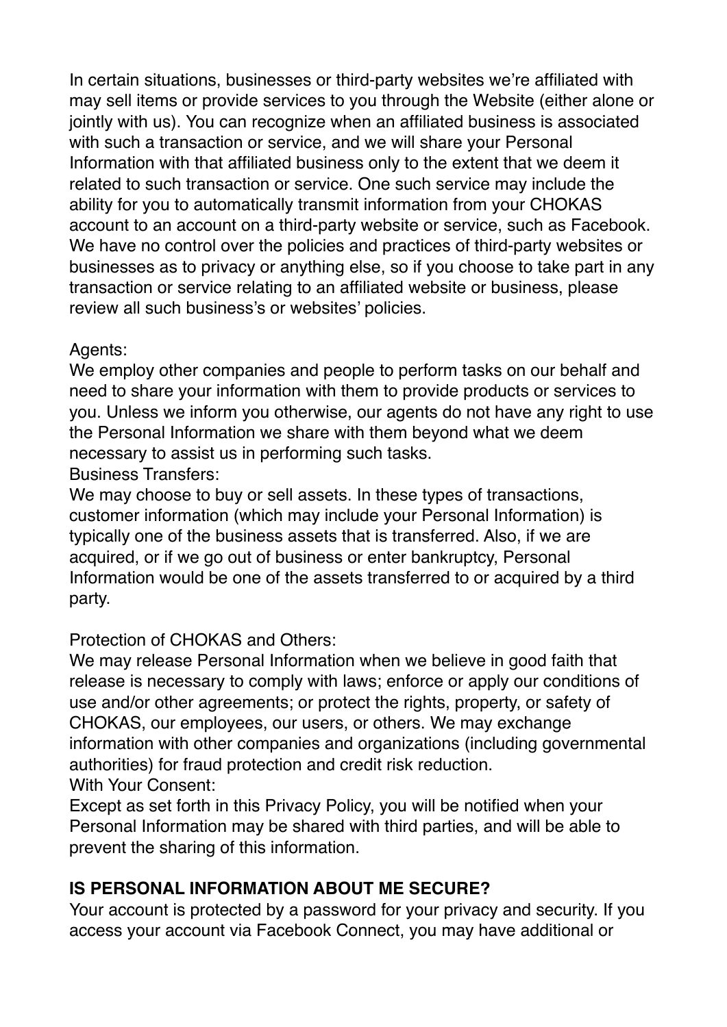In certain situations, businesses or third-party websites we're affiliated with may sell items or provide services to you through the Website (either alone or jointly with us). You can recognize when an affiliated business is associated with such a transaction or service, and we will share your Personal Information with that affiliated business only to the extent that we deem it related to such transaction or service. One such service may include the ability for you to automatically transmit information from your CHOKAS account to an account on a third-party website or service, such as Facebook. We have no control over the policies and practices of third-party websites or businesses as to privacy or anything else, so if you choose to take part in any transaction or service relating to an affiliated website or business, please review all such business's or websites' policies.

Agents:
We employ other companies and people to perform tasks on our behalf and need to share your information with them to provide products or services to you. Unless we inform you otherwise, our agents do not have any right to use the Personal Information we share with them beyond what we deem necessary to assist us in performing such tasks.
Business Transfers:
We may choose to buy or sell assets. In these types of transactions, customer information (which may include your Personal Information) is typically one of the business assets that is transferred. Also, if we are acquired, or if we go out of business or enter bankruptcy, Personal Information would be one of the assets transferred to or acquired by a third party.

Protection of CHOKAS and Others:
We may release Personal Information when we believe in good faith that release is necessary to comply with laws; enforce or apply our conditions of use and/or other agreements; or protect the rights, property, or safety of CHOKAS, our employees, our users, or others. We may exchange information with other companies and organizations (including governmental authorities) for fraud protection and credit risk reduction.
With Your Consent:
Except as set forth in this Privacy Policy, you will be notified when your Personal Information may be shared with third parties, and will be able to prevent the sharing of this information.

**IS PERSONAL INFORMATION ABOUT ME SECURE?**

Your account is protected by a password for your privacy and security. If you access your account via Facebook Connect, you may have additional or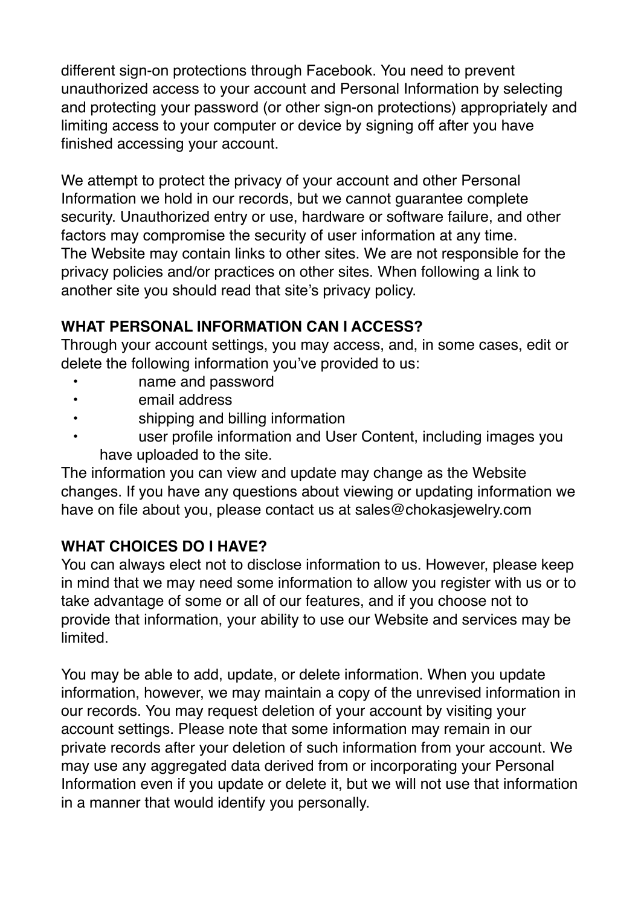different sign-on protections through Facebook. You need to prevent unauthorized access to your account and Personal Information by selecting and protecting your password (or other sign-on protections) appropriately and limiting access to your computer or device by signing off after you have finished accessing your account.

We attempt to protect the privacy of your account and other Personal Information we hold in our records, but we cannot guarantee complete security. Unauthorized entry or use, hardware or software failure, and other factors may compromise the security of user information at any time.
The Website may contain links to other sites. We are not responsible for the privacy policies and/or practices on other sites. When following a link to another site you should read that site's privacy policy.

**WHAT PERSONAL INFORMATION CAN I ACCESS?**

Through your account settings, you may access, and, in some cases, edit or delete the following information you've provided to us:

- name and password
- email address
- shipping and billing information
- user profile information and User Content, including images you have uploaded to the site.

The information you can view and update may change as the Website changes. If you have any questions about viewing or updating information we have on file about you, please contact us at sales@chokasjewelry.com

**WHAT CHOICES DO I HAVE?**

You can always elect not to disclose information to us. However, please keep in mind that we may need some information to allow you register with us or to take advantage of some or all of our features, and if you choose not to provide that information, your ability to use our Website and services may be limited.

You may be able to add, update, or delete information. When you update information, however, we may maintain a copy of the unrevised information in our records. You may request deletion of your account by visiting your account settings. Please note that some information may remain in our private records after your deletion of such information from your account. We may use any aggregated data derived from or incorporating your Personal Information even if you update or delete it, but we will not use that information in a manner that would identify you personally.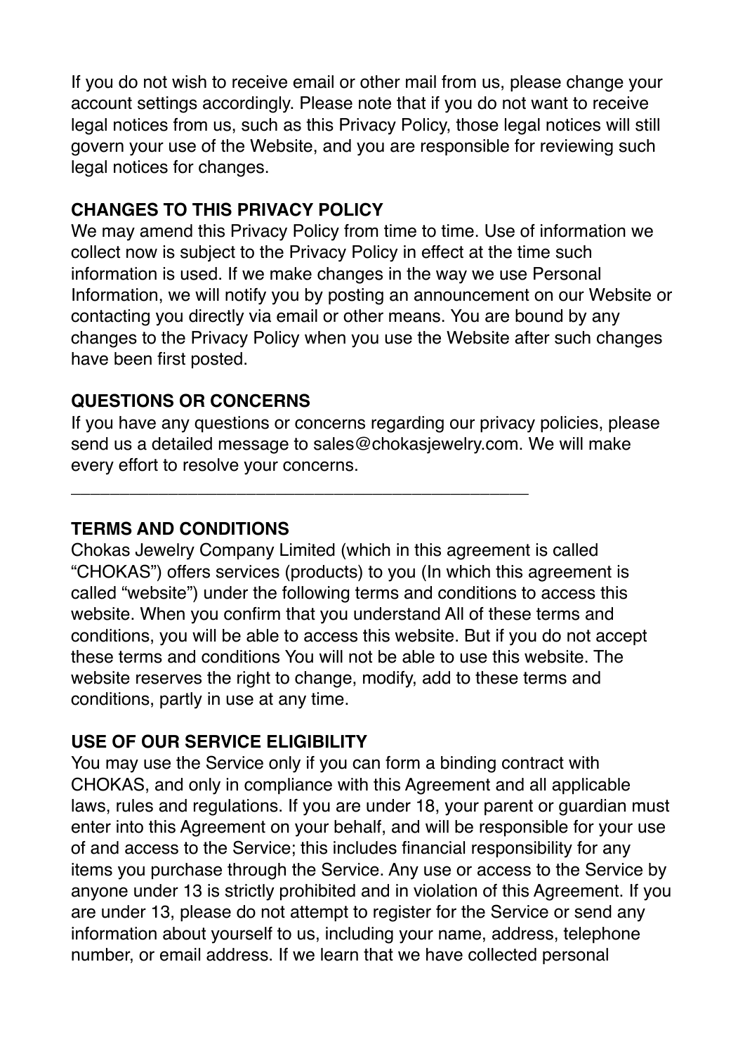If you do not wish to receive email or other mail from us, please change your account settings accordingly. Please note that if you do not want to receive legal notices from us, such as this Privacy Policy, those legal notices will still govern your use of the Website, and you are responsible for reviewing such legal notices for changes.

**CHANGES TO THIS PRIVACY POLICY**

We may amend this Privacy Policy from time to time. Use of information we collect now is subject to the Privacy Policy in effect at the time such information is used. If we make changes in the way we use Personal Information, we will notify you by posting an announcement on our Website or contacting you directly via email or other means. You are bound by any changes to the Privacy Policy when you use the Website after such changes have been first posted.

**QUESTIONS OR CONCERNS**

If you have any questions or concerns regarding our privacy policies, please send us a detailed message to sales@chokasjewelry.com. We will make every effort to resolve your concerns.

---

**TERMS AND CONDITIONS**

Chokas Jewelry Company Limited (which in this agreement is called “CHOKAS”) offers services (products) to you (In which this agreement is called “website”) under the following terms and conditions to access this website. When you confirm that you understand All of these terms and conditions, you will be able to access this website. But if you do not accept these terms and conditions You will not be able to use this website. The website reserves the right to change, modify, add to these terms and conditions, partly in use at any time.

**USE OF OUR SERVICE ELIGIBILITY**

You may use the Service only if you can form a binding contract with CHOKAS, and only in compliance with this Agreement and all applicable laws, rules and regulations. If you are under 18, your parent or guardian must enter into this Agreement on your behalf, and will be responsible for your use of and access to the Service; this includes financial responsibility for any items you purchase through the Service. Any use or access to the Service by anyone under 13 is strictly prohibited and in violation of this Agreement. If you are under 13, please do not attempt to register for the Service or send any information about yourself to us, including your name, address, telephone number, or email address. If we learn that we have collected personal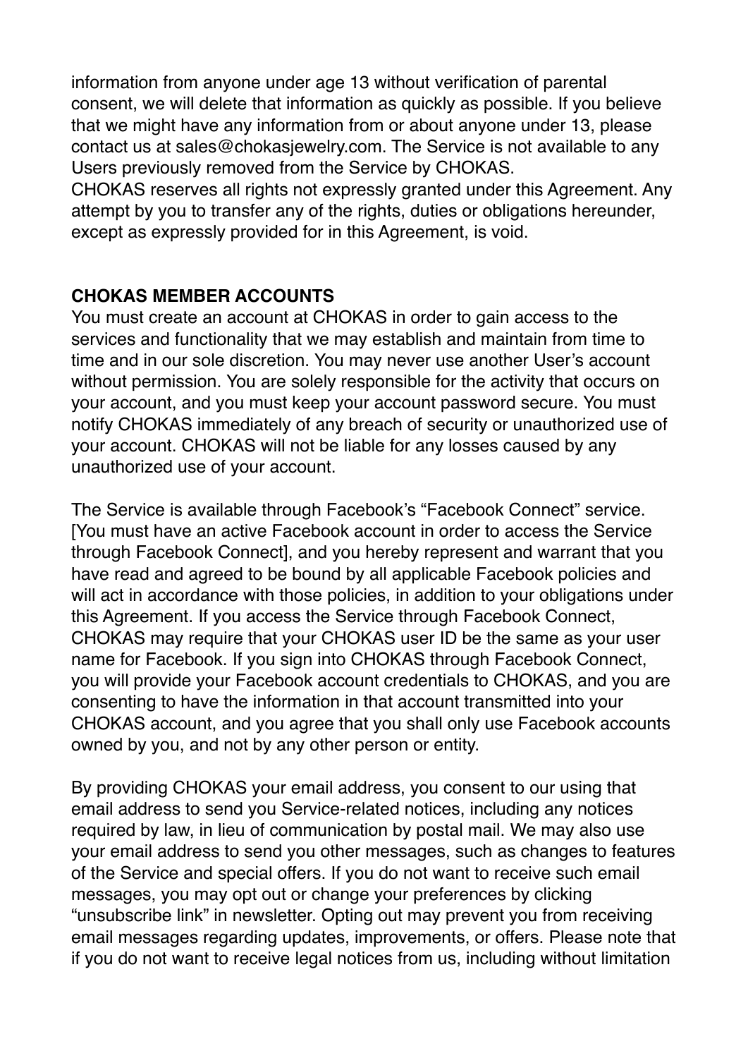information from anyone under age 13 without verification of parental consent, we will delete that information as quickly as possible. If you believe that we might have any information from or about anyone under 13, please contact us at sales@chokasjewelry.com. The Service is not available to any Users previously removed from the Service by CHOKAS.
CHOKAS reserves all rights not expressly granted under this Agreement. Any attempt by you to transfer any of the rights, duties or obligations hereunder, except as expressly provided for in this Agreement, is void.

**CHOKAS MEMBER ACCOUNTS**
You must create an account at CHOKAS in order to gain access to the services and functionality that we may establish and maintain from time to time and in our sole discretion. You may never use another User's account without permission. You are solely responsible for the activity that occurs on your account, and you must keep your account password secure. You must notify CHOKAS immediately of any breach of security or unauthorized use of your account. CHOKAS will not be liable for any losses caused by any unauthorized use of your account.

The Service is available through Facebook's "Facebook Connect" service. [You must have an active Facebook account in order to access the Service through Facebook Connect], and you hereby represent and warrant that you have read and agreed to be bound by all applicable Facebook policies and will act in accordance with those policies, in addition to your obligations under this Agreement. If you access the Service through Facebook Connect, CHOKAS may require that your CHOKAS user ID be the same as your user name for Facebook. If you sign into CHOKAS through Facebook Connect, you will provide your Facebook account credentials to CHOKAS, and you are consenting to have the information in that account transmitted into your CHOKAS account, and you agree that you shall only use Facebook accounts owned by you, and not by any other person or entity.

By providing CHOKAS your email address, you consent to our using that email address to send you Service-related notices, including any notices required by law, in lieu of communication by postal mail. We may also use your email address to send you other messages, such as changes to features of the Service and special offers. If you do not want to receive such email messages, you may opt out or change your preferences by clicking "unsubscribe link" in newsletter. Opting out may prevent you from receiving email messages regarding updates, improvements, or offers. Please note that if you do not want to receive legal notices from us, including without limitation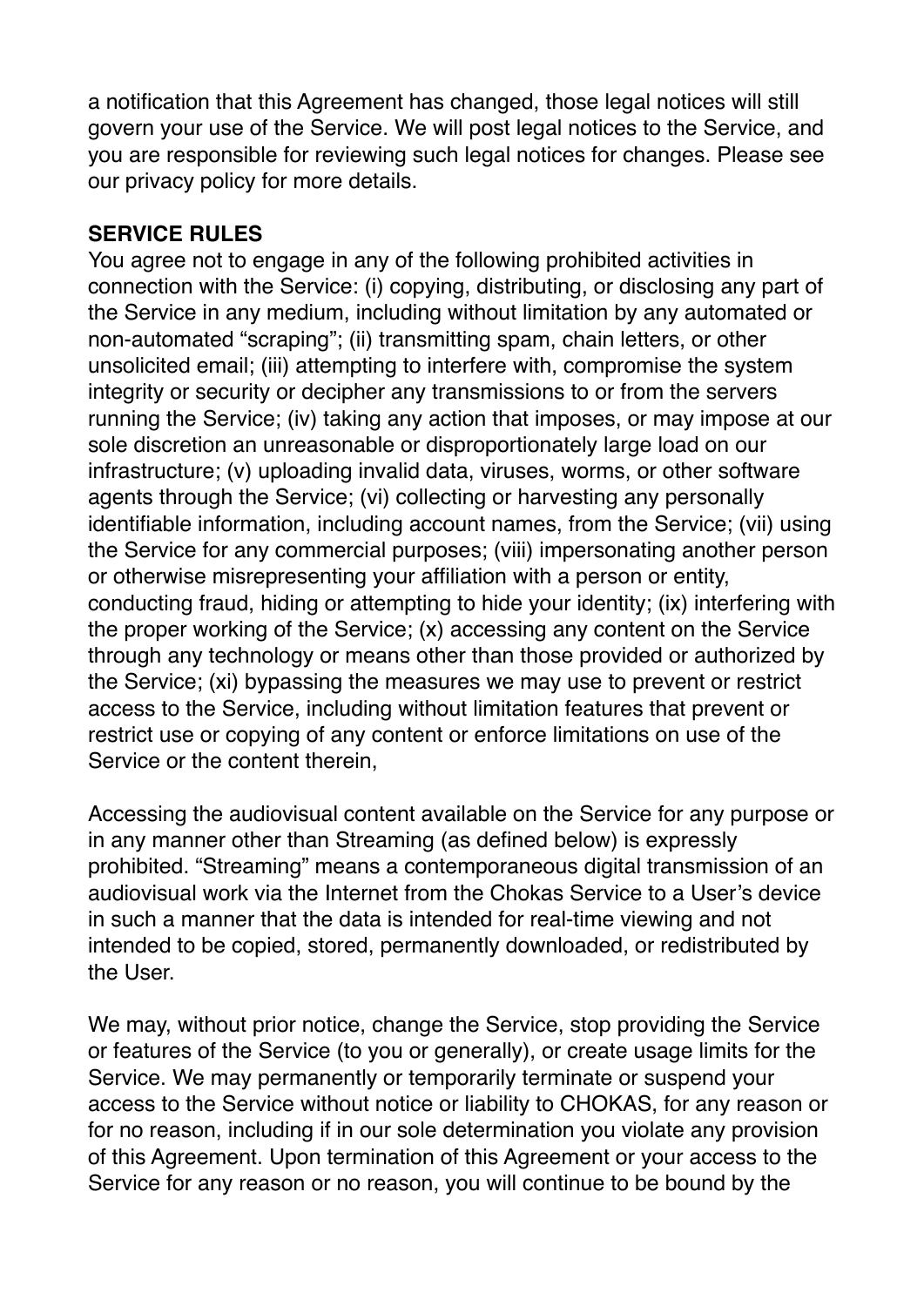a notification that this Agreement has changed, those legal notices will still govern your use of the Service. We will post legal notices to the Service, and you are responsible for reviewing such legal notices for changes. Please see our privacy policy for more details.

**SERVICE RULES**

You agree not to engage in any of the following prohibited activities in connection with the Service: (i) copying, distributing, or disclosing any part of the Service in any medium, including without limitation by any automated or non-automated "scraping"; (ii) transmitting spam, chain letters, or other unsolicited email; (iii) attempting to interfere with, compromise the system integrity or security or decipher any transmissions to or from the servers running the Service; (iv) taking any action that imposes, or may impose at our sole discretion an unreasonable or disproportionately large load on our infrastructure; (v) uploading invalid data, viruses, worms, or other software agents through the Service; (vi) collecting or harvesting any personally identifiable information, including account names, from the Service; (vii) using the Service for any commercial purposes; (viii) impersonating another person or otherwise misrepresenting your affiliation with a person or entity, conducting fraud, hiding or attempting to hide your identity; (ix) interfering with the proper working of the Service; (x) accessing any content on the Service through any technology or means other than those provided or authorized by the Service; (xi) bypassing the measures we may use to prevent or restrict access to the Service, including without limitation features that prevent or restrict use or copying of any content or enforce limitations on use of the Service or the content therein,

Accessing the audiovisual content available on the Service for any purpose or in any manner other than Streaming (as defined below) is expressly prohibited. "Streaming" means a contemporaneous digital transmission of an audiovisual work via the Internet from the Chokas Service to a User's device in such a manner that the data is intended for real-time viewing and not intended to be copied, stored, permanently downloaded, or redistributed by the User.

We may, without prior notice, change the Service, stop providing the Service or features of the Service (to you or generally), or create usage limits for the Service. We may permanently or temporarily terminate or suspend your access to the Service without notice or liability to CHOKAS, for any reason or for no reason, including if in our sole determination you violate any provision of this Agreement. Upon termination of this Agreement or your access to the Service for any reason or no reason, you will continue to be bound by the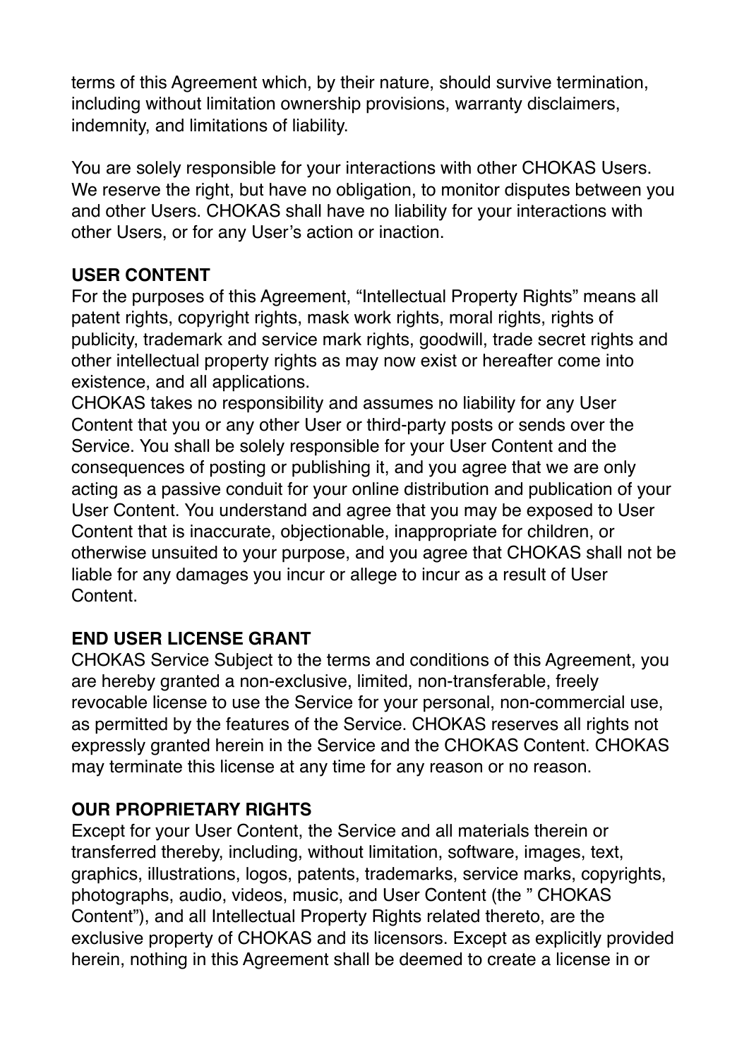terms of this Agreement which, by their nature, should survive termination, including without limitation ownership provisions, warranty disclaimers, indemnity, and limitations of liability.

You are solely responsible for your interactions with other CHOKAS Users. We reserve the right, but have no obligation, to monitor disputes between you and other Users. CHOKAS shall have no liability for your interactions with other Users, or for any User's action or inaction.

**USER CONTENT**

For the purposes of this Agreement, "Intellectual Property Rights" means all patent rights, copyright rights, mask work rights, moral rights, rights of publicity, trademark and service mark rights, goodwill, trade secret rights and other intellectual property rights as may now exist or hereafter come into existence, and all applications.

CHOKAS takes no responsibility and assumes no liability for any User Content that you or any other User or third-party posts or sends over the Service. You shall be solely responsible for your User Content and the consequences of posting or publishing it, and you agree that we are only acting as a passive conduit for your online distribution and publication of your User Content. You understand and agree that you may be exposed to User Content that is inaccurate, objectionable, inappropriate for children, or otherwise unsuited to your purpose, and you agree that CHOKAS shall not be liable for any damages you incur or allege to incur as a result of User Content.

**END USER LICENSE GRANT**

CHOKAS Service Subject to the terms and conditions of this Agreement, you are hereby granted a non-exclusive, limited, non-transferable, freely revocable license to use the Service for your personal, non-commercial use, as permitted by the features of the Service. CHOKAS reserves all rights not expressly granted herein in the Service and the CHOKAS Content. CHOKAS may terminate this license at any time for any reason or no reason.

**OUR PROPRIETARY RIGHTS**

Except for your User Content, the Service and all materials therein or transferred thereby, including, without limitation, software, images, text, graphics, illustrations, logos, patents, trademarks, service marks, copyrights, photographs, audio, videos, music, and User Content (the " CHOKAS Content"), and all Intellectual Property Rights related thereto, are the exclusive property of CHOKAS and its licensors. Except as explicitly provided herein, nothing in this Agreement shall be deemed to create a license in or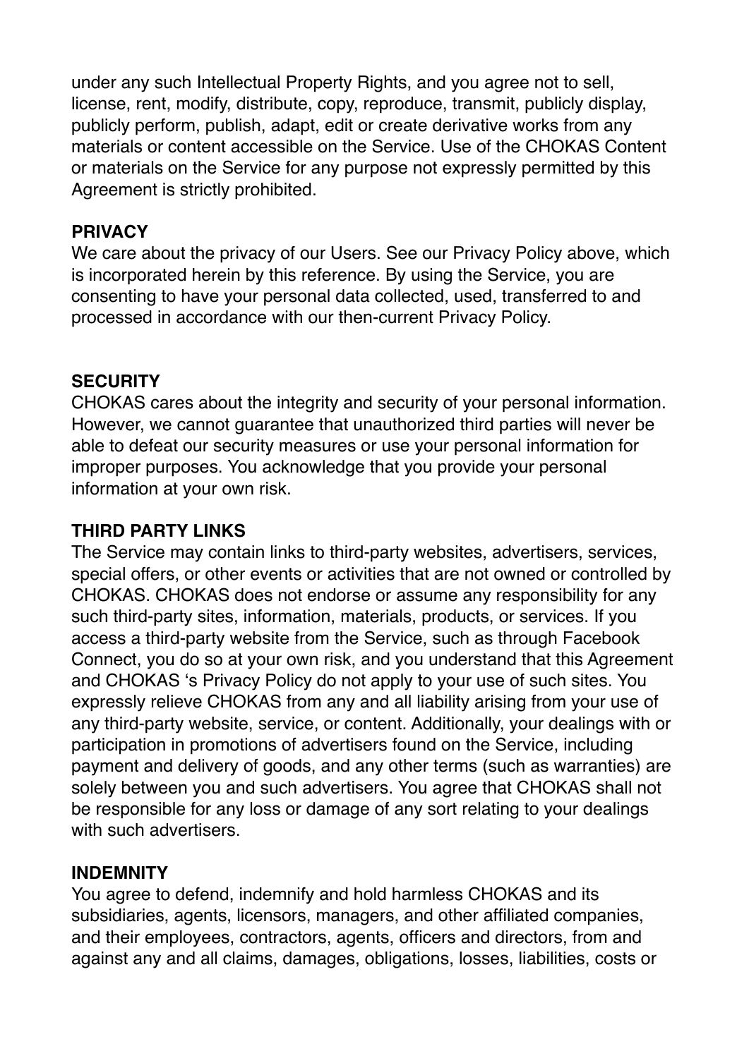under any such Intellectual Property Rights, and you agree not to sell, license, rent, modify, distribute, copy, reproduce, transmit, publicly display, publicly perform, publish, adapt, edit or create derivative works from any materials or content accessible on the Service. Use of the CHOKAS Content or materials on the Service for any purpose not expressly permitted by this Agreement is strictly prohibited.

**PRIVACY**

We care about the privacy of our Users. See our Privacy Policy above, which is incorporated herein by this reference. By using the Service, you are consenting to have your personal data collected, used, transferred to and processed in accordance with our then-current Privacy Policy.

**SECURITY**

CHOKAS cares about the integrity and security of your personal information. However, we cannot guarantee that unauthorized third parties will never be able to defeat our security measures or use your personal information for improper purposes. You acknowledge that you provide your personal information at your own risk.

**THIRD PARTY LINKS**

The Service may contain links to third-party websites, advertisers, services, special offers, or other events or activities that are not owned or controlled by CHOKAS. CHOKAS does not endorse or assume any responsibility for any such third-party sites, information, materials, products, or services. If you access a third-party website from the Service, such as through Facebook Connect, you do so at your own risk, and you understand that this Agreement and CHOKAS 's Privacy Policy do not apply to your use of such sites. You expressly relieve CHOKAS from any and all liability arising from your use of any third-party website, service, or content. Additionally, your dealings with or participation in promotions of advertisers found on the Service, including payment and delivery of goods, and any other terms (such as warranties) are solely between you and such advertisers. You agree that CHOKAS shall not be responsible for any loss or damage of any sort relating to your dealings with such advertisers.

**INDEMNITY**

You agree to defend, indemnify and hold harmless CHOKAS and its subsidiaries, agents, licensors, managers, and other affiliated companies, and their employees, contractors, agents, officers and directors, from and against any and all claims, damages, obligations, losses, liabilities, costs or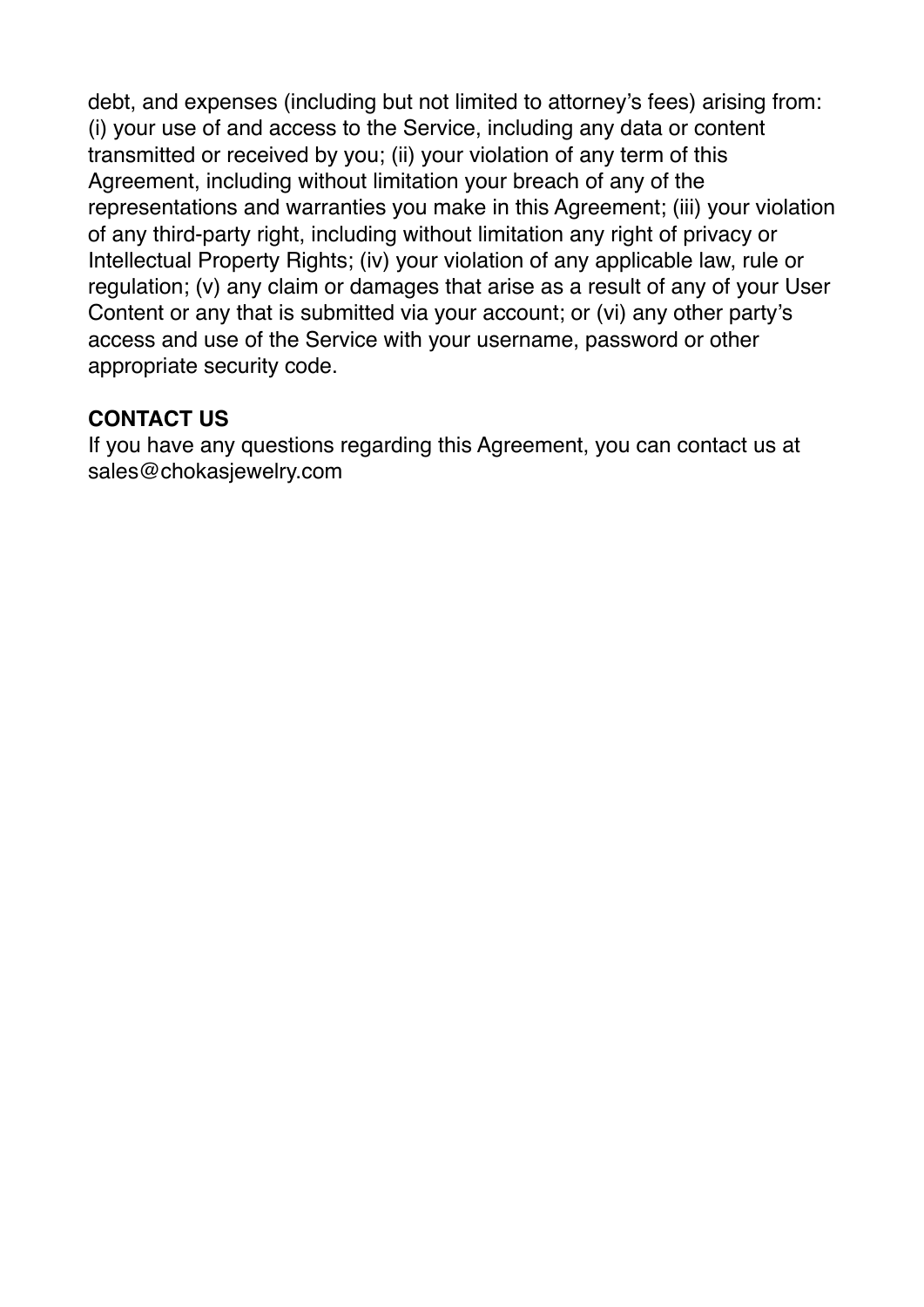debt, and expenses (including but not limited to attorney's fees) arising from: (i) your use of and access to the Service, including any data or content transmitted or received by you; (ii) your violation of any term of this Agreement, including without limitation your breach of any of the representations and warranties you make in this Agreement; (iii) your violation of any third-party right, including without limitation any right of privacy or Intellectual Property Rights; (iv) your violation of any applicable law, rule or regulation; (v) any claim or damages that arise as a result of any of your User Content or any that is submitted via your account; or (vi) any other party's access and use of the Service with your username, password or other appropriate security code.

**CONTACT US**

If you have any questions regarding this Agreement, you can contact us at sales@chokasjewelry.com